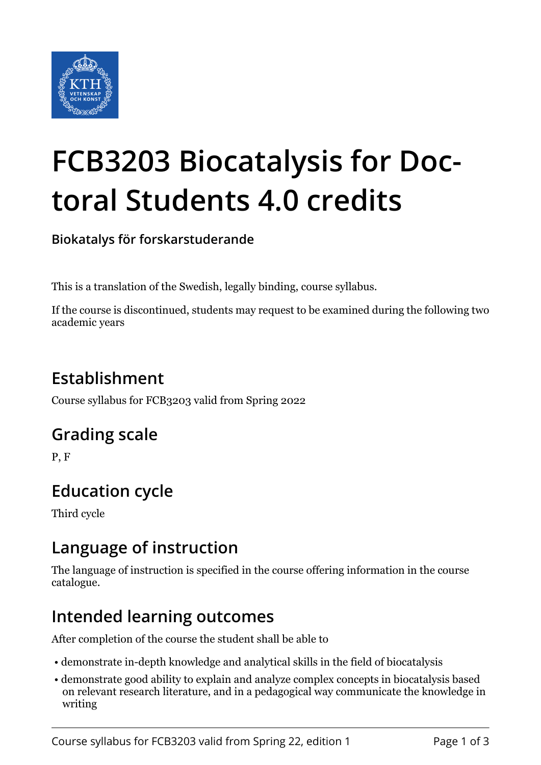# FCB3203 Biocatalysis for Doctoral Students 4.0 credits

**Biokatalys för forskarstuderande**

This is a translation of the Swedish, legally binding, course syllabus.

If the course is discontinued, students may request to be examined during the following two academic years

## Establishment

Course syllabus for FCB3203 valid from Spring 2022

## Grading scale

P, F

## Education cycle

Third cycle

## Language of instruction

The language of instruction is specified in the course offering information in the course catalogue.

## Intended learning outcomes

After completion of the course the student shall be able to

- demonstrate in-depth knowledge and analytical skills in the field of biocatalysis
- demonstrate good ability to explain and analyze complex concepts in biocatalysis based on relevant research literature, and in a pedagogical way communicate the knowledge in writing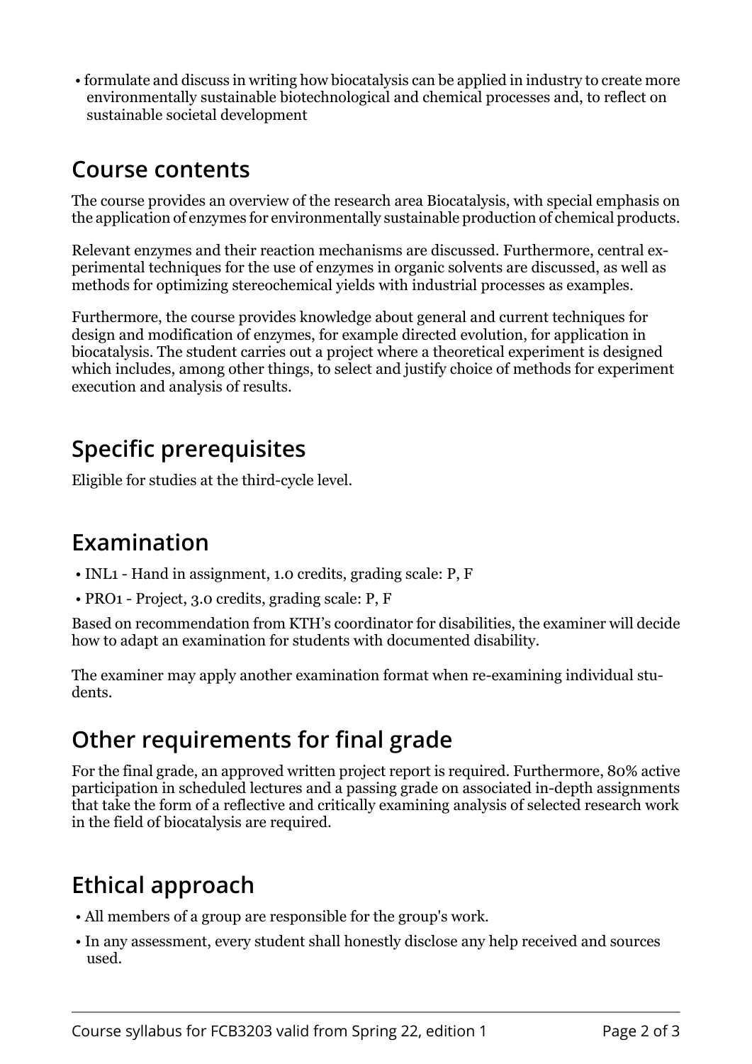- formulate and discuss in writing how biocatalysis can be applied in industry to create more environmentally sustainable biotechnological and chemical processes and, to reflect on sustainable societal development

## Course contents

The course provides an overview of the research area Biocatalysis, with special emphasis on the application of enzymes for environmentally sustainable production of chemical products.

Relevant enzymes and their reaction mechanisms are discussed. Furthermore, central experimental techniques for the use of enzymes in organic solvents are discussed, as well as methods for optimizing stereochemical yields with industrial processes as examples.

Furthermore, the course provides knowledge about general and current techniques for design and modification of enzymes, for example directed evolution, for application in biocatalysis. The student carries out a project where a theoretical experiment is designed which includes, among other things, to select and justify choice of methods for experiment execution and analysis of results.

## Specific prerequisites

Eligible for studies at the third-cycle level.

## Examination

- INL1 - Hand in assignment, 1.0 credits, grading scale: P, F
- PRO1 - Project, 3.0 credits, grading scale: P, F

Based on recommendation from KTH's coordinator for disabilities, the examiner will decide how to adapt an examination for students with documented disability.

The examiner may apply another examination format when re-examining individual students.

## Other requirements for final grade

For the final grade, an approved written project report is required. Furthermore, 80% active participation in scheduled lectures and a passing grade on associated in-depth assignments that take the form of a reflective and critically examining analysis of selected research work in the field of biocatalysis are required.

## Ethical approach

- All members of a group are responsible for the group's work.
- In any assessment, every student shall honestly disclose any help received and sources used.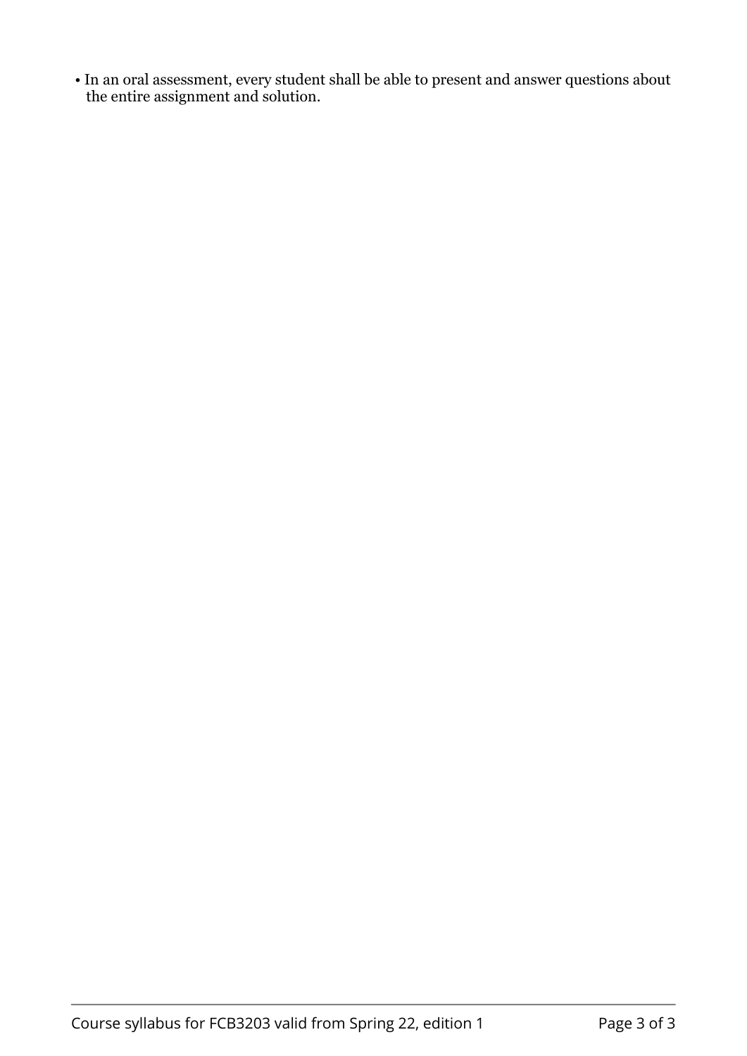- In an oral assessment, every student shall be able to present and answer questions about the entire assignment and solution.